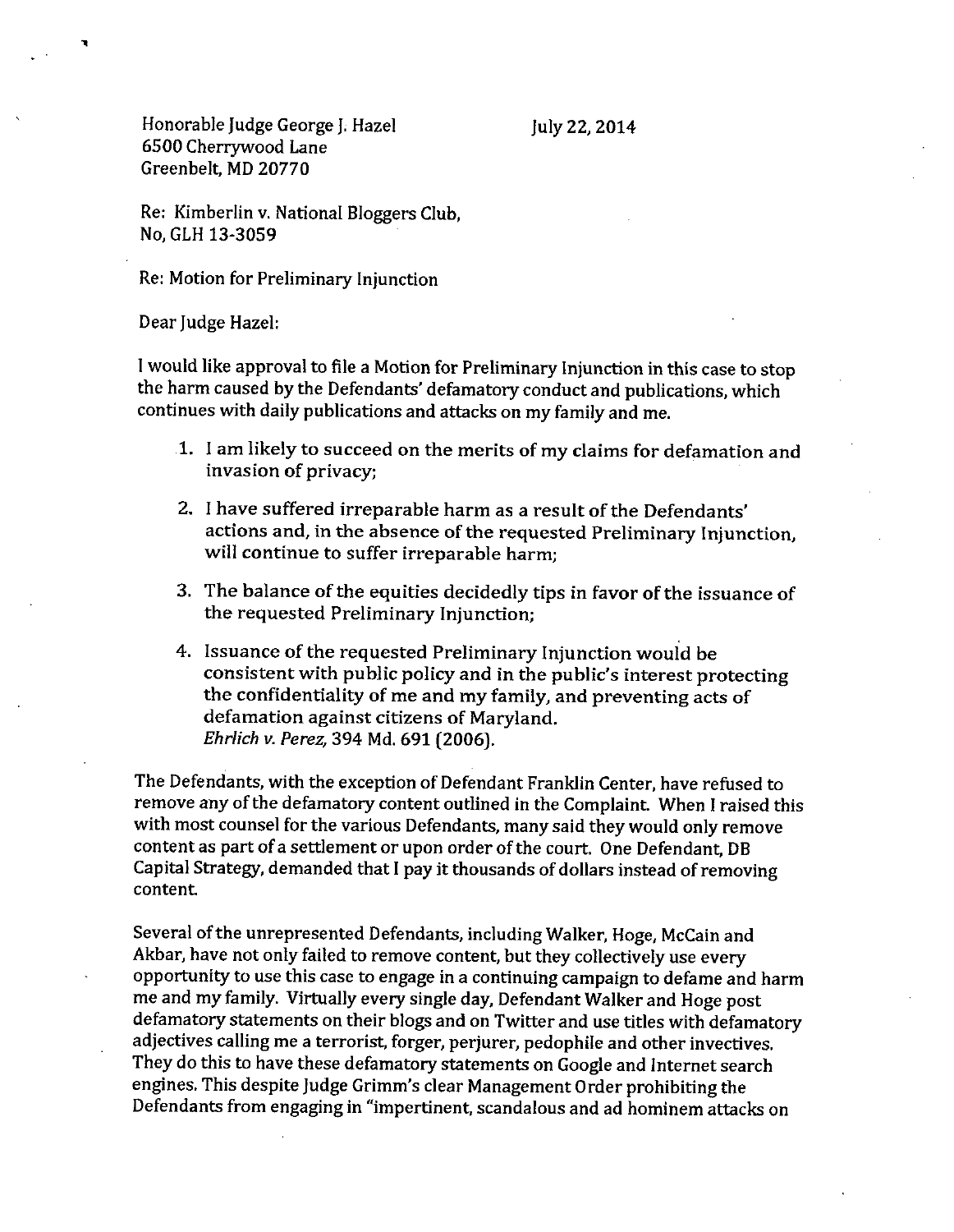Honorable Judge George J. Hazel
6500 Cherrywood Lane
Greenbelt, MD 20770

July 22, 2014

Re: Kimberlin v. National Bloggers Club,
No, GLH 13-3059

Re: Motion for Preliminary Injunction

Dear Judge Hazel:

I would like approval to file a Motion for Preliminary Injunction in this case to stop the harm caused by the Defendants' defamatory conduct and publications, which continues with daily publications and attacks on my family and me.

1. I am likely to succeed on the merits of my claims for defamation and invasion of privacy;
2. I have suffered irreparable harm as a result of the Defendants' actions and, in the absence of the requested Preliminary Injunction, will continue to suffer irreparable harm;
3. The balance of the equities decidedly tips in favor of the issuance of the requested Preliminary Injunction;
4. Issuance of the requested Preliminary Injunction would be consistent with public policy and in the public's interest protecting the confidentiality of me and my family, and preventing acts of defamation against citizens of Maryland. *Ehrlich v. Perez*, 394 Md. 691 (2006).

The Defendants, with the exception of Defendant Franklin Center, have refused to remove any of the defamatory content outlined in the Complaint. When I raised this with most counsel for the various Defendants, many said they would only remove content as part of a settlement or upon order of the court. One Defendant, DB Capital Strategy, demanded that I pay it thousands of dollars instead of removing content.

Several of the unrepresented Defendants, including Walker, Hoge, McCain and Akbar, have not only failed to remove content, but they collectively use every opportunity to use this case to engage in a continuing campaign to defame and harm me and my family. Virtually every single day, Defendant Walker and Hoge post defamatory statements on their blogs and on Twitter and use titles with defamatory adjectives calling me a terrorist, forger, perjurer, pedophile and other invectives. They do this to have these defamatory statements on Google and Internet search engines. This despite Judge Grimm's clear Management Order prohibiting the Defendants from engaging in "impertinent, scandalous and ad hominem attacks on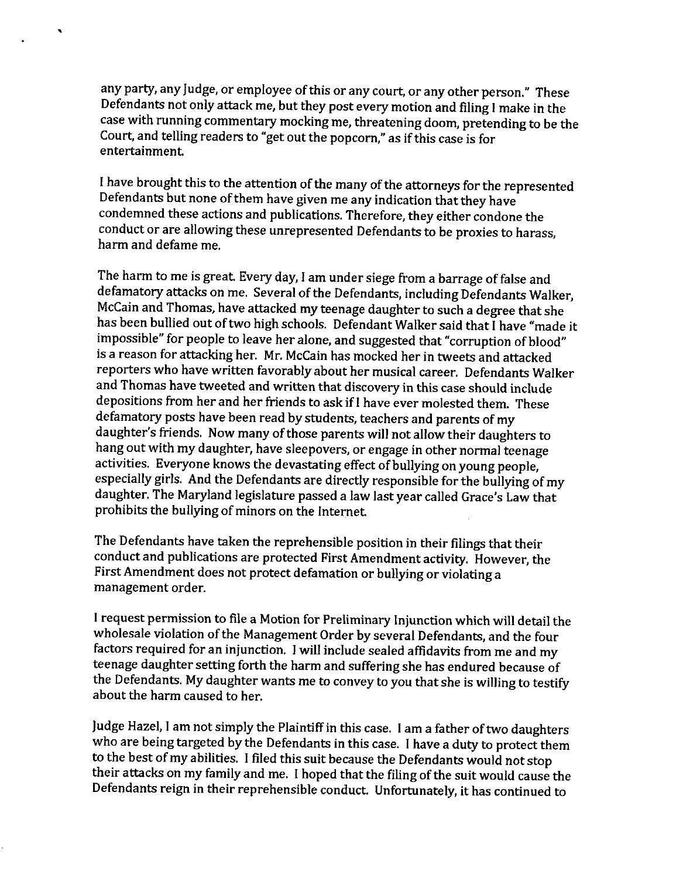any party, any Judge, or employee of this or any court, or any other person." These Defendants not only attack me, but they post every motion and filing I make in the case with running commentary mocking me, threatening doom, pretending to be the Court, and telling readers to "get out the popcorn," as if this case is for entertainment.

I have brought this to the attention of the many of the attorneys for the represented Defendants but none of them have given me any indication that they have condemned these actions and publications. Therefore, they either condone the conduct or are allowing these unrepresented Defendants to be proxies to harass, harm and defame me.

The harm to me is great. Every day, I am under siege from a barrage of false and defamatory attacks on me. Several of the Defendants, including Defendants Walker, McCain and Thomas, have attacked my teenage daughter to such a degree that she has been bullied out of two high schools. Defendant Walker said that I have "made it impossible" for people to leave her alone, and suggested that "corruption of blood" is a reason for attacking her. Mr. McCain has mocked her in tweets and attacked reporters who have written favorably about her musical career. Defendants Walker and Thomas have tweeted and written that discovery in this case should include depositions from her and her friends to ask if I have ever molested them. These defamatory posts have been read by students, teachers and parents of my daughter's friends. Now many of those parents will not allow their daughters to hang out with my daughter, have sleepovers, or engage in other normal teenage activities. Everyone knows the devastating effect of bullying on young people, especially girls. And the Defendants are directly responsible for the bullying of my daughter. The Maryland legislature passed a law last year called Grace's Law that prohibits the bullying of minors on the Internet.

The Defendants have taken the reprehensible position in their filings that their conduct and publications are protected First Amendment activity. However, the First Amendment does not protect defamation or bullying or violating a management order.

I request permission to file a Motion for Preliminary Injunction which will detail the wholesale violation of the Management Order by several Defendants, and the four factors required for an injunction. I will include sealed affidavits from me and my teenage daughter setting forth the harm and suffering she has endured because of the Defendants. My daughter wants me to convey to you that she is willing to testify about the harm caused to her.

Judge Hazel, I am not simply the Plaintiff in this case. I am a father of two daughters who are being targeted by the Defendants in this case. I have a duty to protect them to the best of my abilities. I filed this suit because the Defendants would not stop their attacks on my family and me. I hoped that the filing of the suit would cause the Defendants reign in their reprehensible conduct. Unfortunately, it has continued to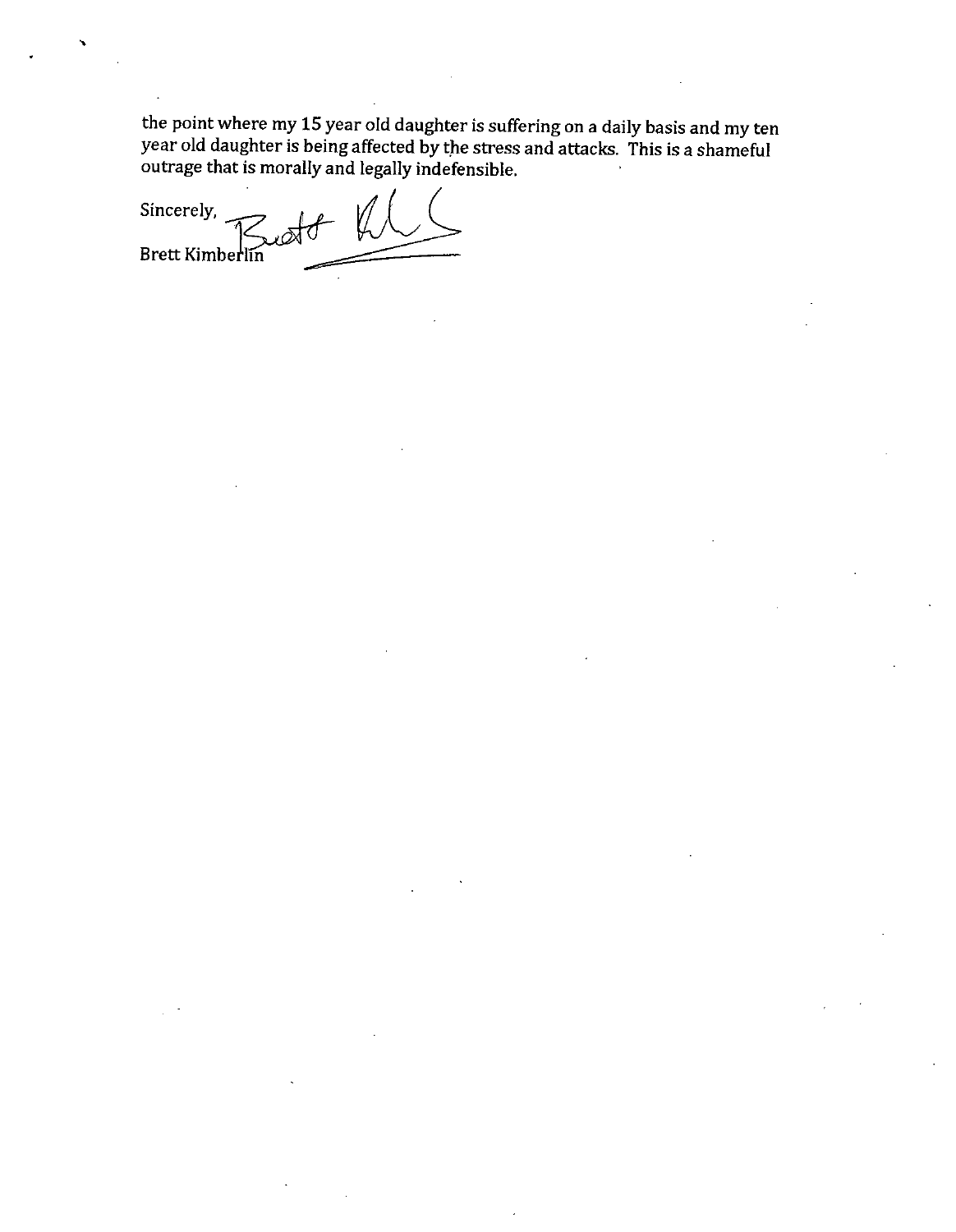the point where my 15 year old daughter is suffering on a daily basis and my ten year old daughter is being affected by the stress and attacks. This is a shameful outrage that is morally and legally indefensible.

Sincerely,

Brett Kimberlin